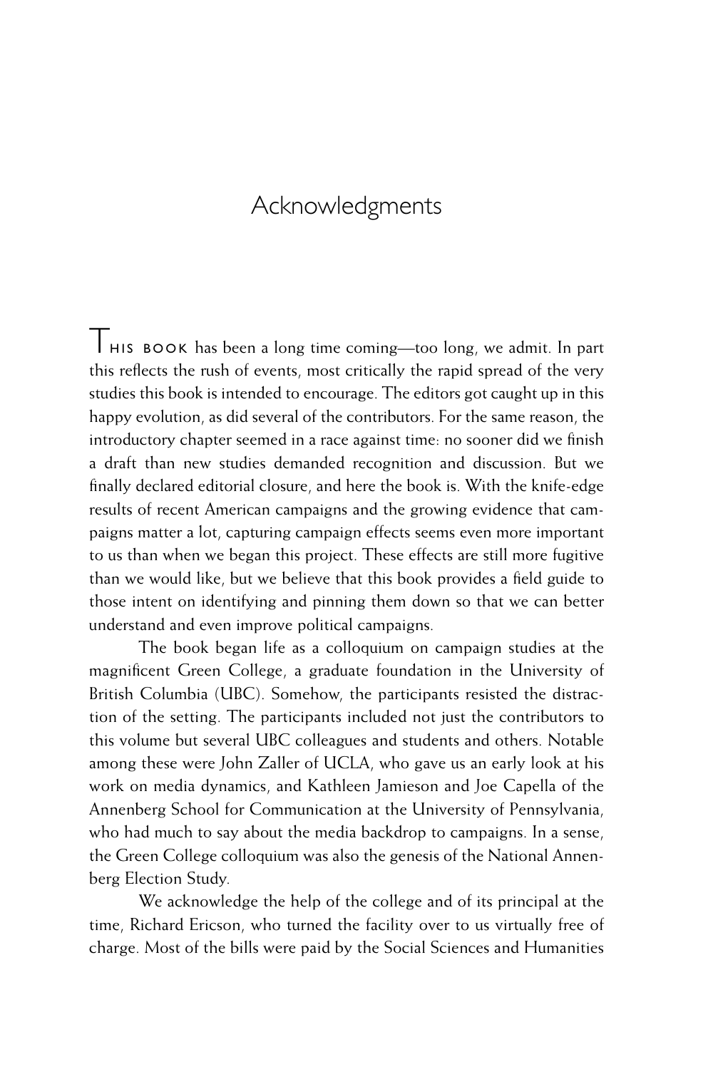# Acknowledgments

THIS BOOK has been a long time coming—too long, we admit. In part this reflects the rush of events, most critically the rapid spread of the very studies this book is intended to encourage. The editors got caught up in this happy evolution, as did several of the contributors. For the same reason, the introductory chapter seemed in a race against time: no sooner did we finish a draft than new studies demanded recognition and discussion. But we finally declared editorial closure, and here the book is. With the knife-edge results of recent American campaigns and the growing evidence that campaigns matter a lot, capturing campaign effects seems even more important to us than when we began this project. These effects are still more fugitive than we would like, but we believe that this book provides a field guide to those intent on identifying and pinning them down so that we can better understand and even improve political campaigns.

The book began life as a colloquium on campaign studies at the magnificent Green College, a graduate foundation in the University of British Columbia (UBC). Somehow, the participants resisted the distraction of the setting. The participants included not just the contributors to this volume but several UBC colleagues and students and others. Notable among these were John Zaller of UCLA, who gave us an early look at his work on media dynamics, and Kathleen Jamieson and Joe Capella of the Annenberg School for Communication at the University of Pennsylvania, who had much to say about the media backdrop to campaigns. In a sense, the Green College colloquium was also the genesis of the National Annenberg Election Study.

We acknowledge the help of the college and of its principal at the time, Richard Ericson, who turned the facility over to us virtually free of charge. Most of the bills were paid by the Social Sciences and Humanities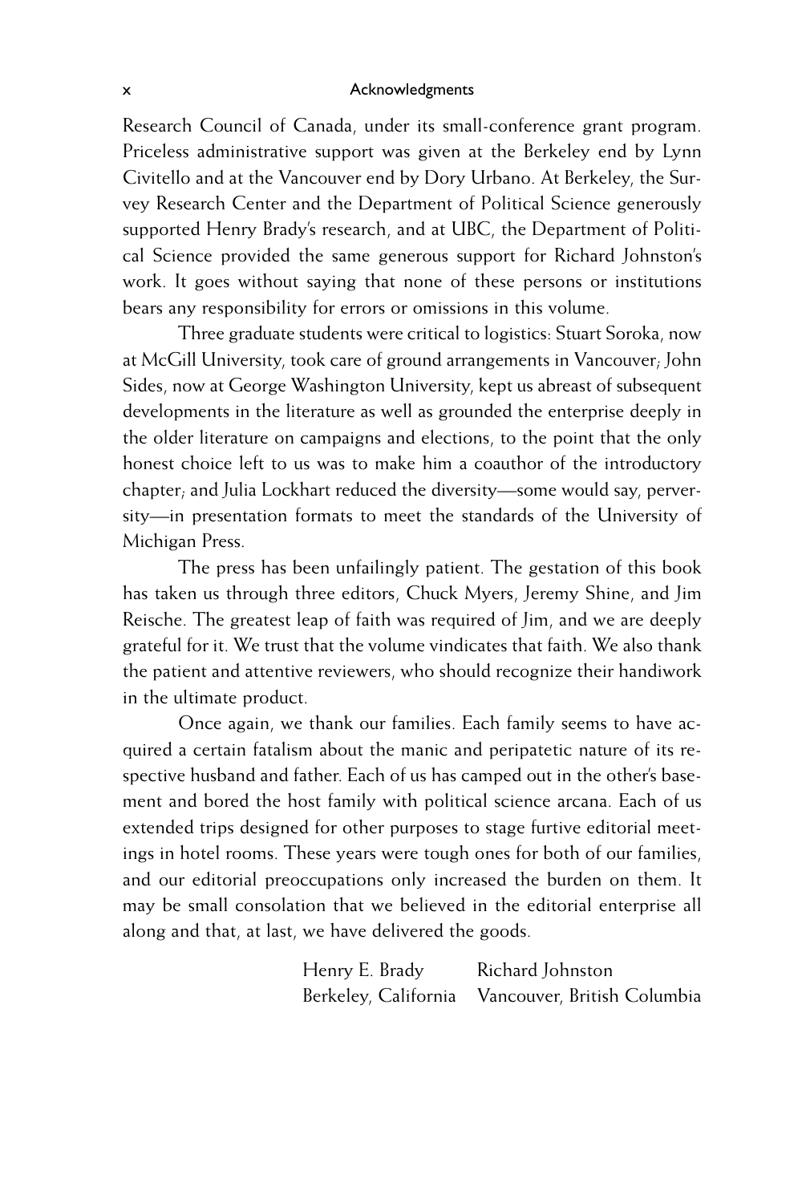Research Council of Canada, under its small-conference grant program. Priceless administrative support was given at the Berkeley end by Lynn Civitello and at the Vancouver end by Dory Urbano. At Berkeley, the Survey Research Center and the Department of Political Science generously supported Henry Brady's research, and at UBC, the Department of Political Science provided the same generous support for Richard Johnston's work. It goes without saying that none of these persons or institutions bears any responsibility for errors or omissions in this volume.

Three graduate students were critical to logistics: Stuart Soroka, now at McGill University, took care of ground arrangements in Vancouver; John Sides, now at George Washington University, kept us abreast of subsequent developments in the literature as well as grounded the enterprise deeply in the older literature on campaigns and elections, to the point that the only honest choice left to us was to make him a coauthor of the introductory chapter; and Julia Lockhart reduced the diversity—some would say, perversity—in presentation formats to meet the standards of the University of Michigan Press.

The press has been unfailingly patient. The gestation of this book has taken us through three editors, Chuck Myers, Jeremy Shine, and Jim Reische. The greatest leap of faith was required of Jim, and we are deeply grateful for it. We trust that the volume vindicates that faith. We also thank the patient and attentive reviewers, who should recognize their handiwork in the ultimate product.

Once again, we thank our families. Each family seems to have acquired a certain fatalism about the manic and peripatetic nature of its respective husband and father. Each of us has camped out in the other's basement and bored the host family with political science arcana. Each of us extended trips designed for other purposes to stage furtive editorial meetings in hotel rooms. These years were tough ones for both of our families, and our editorial preoccupations only increased the burden on them. It may be small consolation that we believed in the editorial enterprise all along and that, at last, we have delivered the goods.

Henry E. Brady
Berkeley, California

Richard Johnston
Vancouver, British Columbia